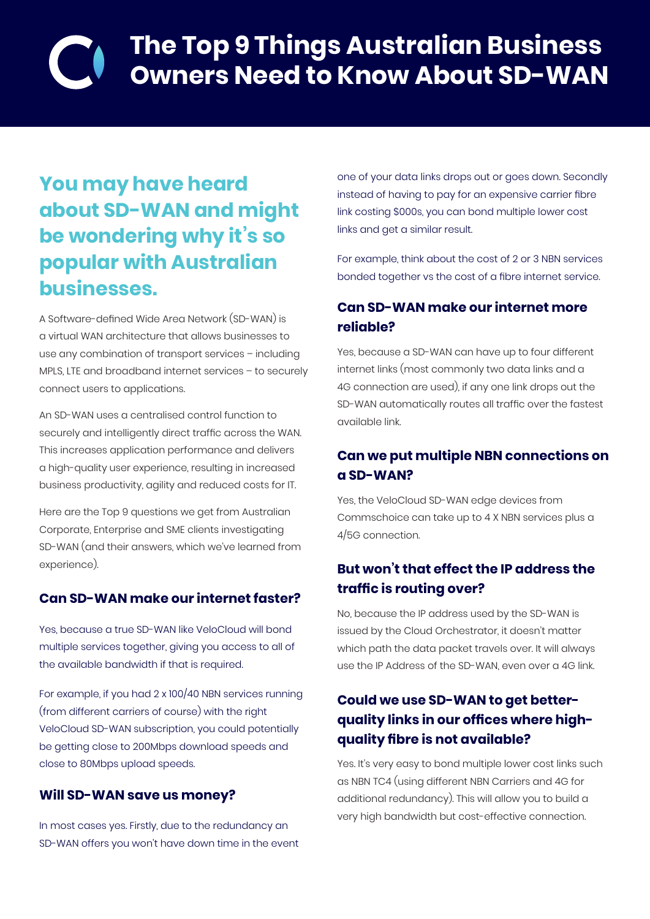# The Top 9 Things Australian Business Owners Need to Know About SD-WAN

## You may have heard about SD-WAN and might be wondering why it's so popular with Australian businesses.

A Software-defined Wide Area Network (SD-WAN) is a virtual WAN architecture that allows businesses to use any combination of transport services – including MPLS, LTE and broadband internet services – to securely connect users to applications.

An SD-WAN uses a centralised control function to securely and intelligently direct traffic across the WAN. This increases application performance and delivers a high-quality user experience, resulting in increased business productivity, agility and reduced costs for IT.

Here are the Top 9 questions we get from Australian Corporate, Enterprise and SME clients investigating SD-WAN (and their answers, which we've learned from experience).

### Can SD-WAN make our internet faster?

Yes, because a true SD-WAN like VeloCloud will bond multiple services together, giving you access to all of the available bandwidth if that is required.

For example, if you had 2 x 100/40 NBN services running (from different carriers of course) with the right VeloCloud SD-WAN subscription, you could potentially be getting close to 200Mbps download speeds and close to 80Mbps upload speeds.

### Will SD-WAN save us money?

In most cases yes. Firstly, due to the redundancy an SD-WAN offers you won't have down time in the event one of your data links drops out or goes down. Secondly instead of having to pay for an expensive carrier fibre link costing $000s, you can bond multiple lower cost links and get a similar result.

For example, think about the cost of 2 or 3 NBN services bonded together vs the cost of a fibre internet service.

### Can SD-WAN make our internet more reliable?

Yes, because a SD-WAN can have up to four different internet links (most commonly two data links and a 4G connection are used), if any one link drops out the SD-WAN automatically routes all traffic over the fastest available link.

### Can we put multiple NBN connections on a SD-WAN?

Yes, the VeloCloud SD-WAN edge devices from Commschoice can take up to 4 X NBN services plus a 4/5G connection.

### But won't that effect the IP address the traffic is routing over?

No, because the IP address used by the SD-WAN is issued by the Cloud Orchestrator, it doesn't matter which path the data packet travels over. It will always use the IP Address of the SD-WAN, even over a 4G link.

### Could we use SD-WAN to get better-quality links in our offices where high-quality fibre is not available?

Yes. It's very easy to bond multiple lower cost links such as NBN TC4 (using different NBN Carriers and 4G for additional redundancy). This will allow you to build a very high bandwidth but cost-effective connection.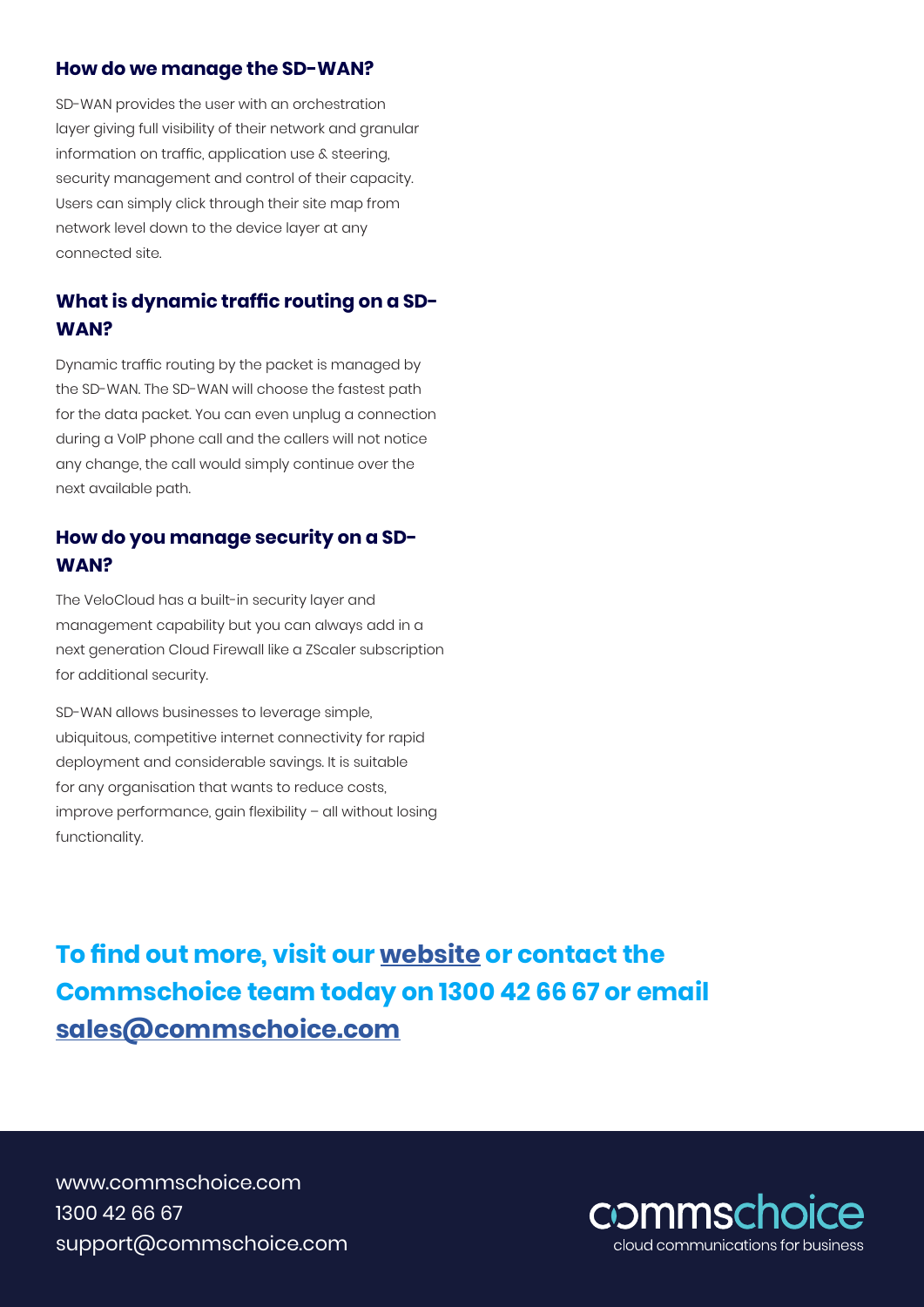### How do we manage the SD-WAN?

SD-WAN provides the user with an orchestration layer giving full visibility of their network and granular information on traffic, application use & steering, security management and control of their capacity. Users can simply click through their site map from network level down to the device layer at any connected site.

### What is dynamic traffic routing on a SD-WAN?

Dynamic traffic routing by the packet is managed by the SD-WAN. The SD-WAN will choose the fastest path for the data packet. You can even unplug a connection during a VoIP phone call and the callers will not notice any change, the call would simply continue over the next available path.

### How do you manage security on a SD-WAN?

The VeloCloud has a built-in security layer and management capability but you can always add in a next generation Cloud Firewall like a ZScaler subscription for additional security.

SD-WAN allows businesses to leverage simple, ubiquitous, competitive internet connectivity for rapid deployment and considerable savings. It is suitable for any organisation that wants to reduce costs, improve performance, gain flexibility – all without losing functionality.

**To find out more, visit our website or contact the Commschoice team today on 1300 42 66 67 or email sales@commschoice.com**

www.commschoice.com
1300 42 66 67
support@commschoice.com

commschoice
cloud communications for business